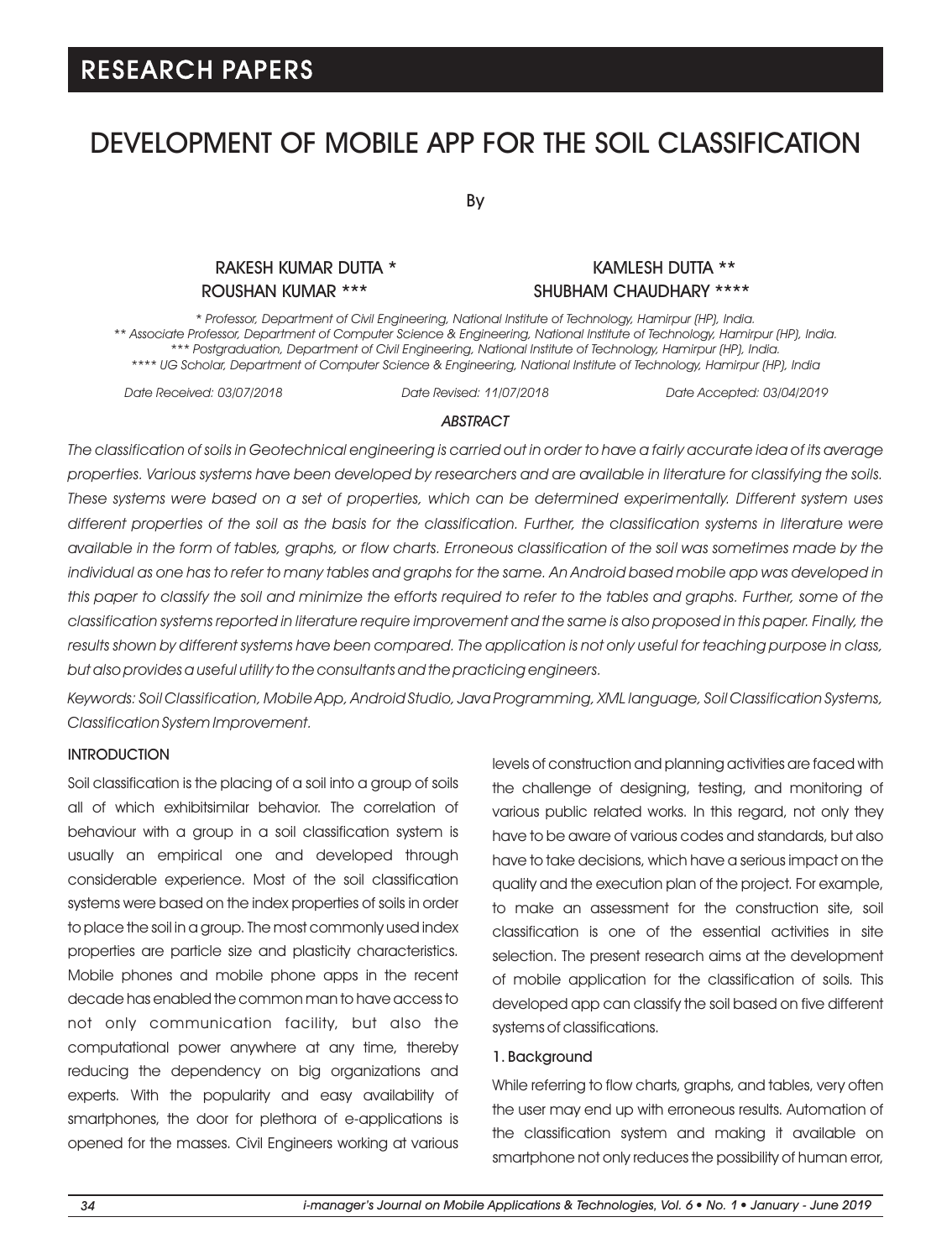RESEARCH PAPERS

# DEVELOPMENT OF MOBILE APP FOR THE SOIL CLASSIFICATION

By

RAKESH KUMAR DUTTA *  
ROUSHAN KUMAR ***  
KAMLESH DUTTA **  
SHUBHAM CHAUDHARY ****

*\* Professor, Department of Civil Engineering, National Institute of Technology, Hamirpur (HP), India.*  
*\*\* Associate Professor, Department of Computer Science & Engineering, National Institute of Technology, Hamirpur (HP), India.*  
*\*\*\* Postgraduation, Department of Civil Engineering, National Institute of Technology, Hamirpur (HP), India.*  
*\*\*\*\* UG Scholar, Department of Computer Science & Engineering, National Institute of Technology, Hamirpur (HP), India*

*Date Received: 03/07/2018 Date Revised: 11/07/2018 Date Accepted: 03/04/2019*

### *ABSTRACT*

*The classification of soils in Geotechnical engineering is carried out in order to have a fairly accurate idea of its average properties. Various systems have been developed by researchers and are available in literature for classifying the soils. These systems were based on a set of properties, which can be determined experimentally. Different system uses different properties of the soil as the basis for the classification. Further, the classification systems in literature were available in the form of tables, graphs, or flow charts. Erroneous classification of the soil was sometimes made by the individual as one has to refer to many tables and graphs for the same. An Android based mobile app was developed in this paper to classify the soil and minimize the efforts required to refer to the tables and graphs. Further, some of the classification systems reported in literature require improvement and the same is also proposed in this paper. Finally, the results shown by different systems have been compared. The application is not only useful for teaching purpose in class, but also provides a useful utility to the consultants and the practicing engineers.*

*Keywords: Soil Classification, Mobile App, Android Studio, Java Programming, XML language, Soil Classification Systems, Classification System Improvement.*

## INTRODUCTION

Soil classification is the placing of a soil into a group of soils all of which exhibitsimilar behavior. The correlation of behaviour with a group in a soil classification system is usually an empirical one and developed through considerable experience. Most of the soil classification systems were based on the index properties of soils in order to place the soil in a group. The most commonly used index properties are particle size and plasticity characteristics. Mobile phones and mobile phone apps in the recent decade has enabled the common man to have access to not only communication facility, but also the computational power anywhere at any time, thereby reducing the dependency on big organizations and experts. With the popularity and easy availability of smartphones, the door for plethora of e-applications is opened for the masses. Civil Engineers working at various levels of construction and planning activities are faced with the challenge of designing, testing, and monitoring of various public related works. In this regard, not only they have to be aware of various codes and standards, but also have to take decisions, which have a serious impact on the quality and the execution plan of the project. For example, to make an assessment for the construction site, soil classification is one of the essential activities in site selection. The present research aims at the development of mobile application for the classification of soils. This developed app can classify the soil based on five different systems of classifications.

### 1. Background

While referring to flow charts, graphs, and tables, very often the user may end up with erroneous results. Automation of the classification system and making it available on smartphone not only reduces the possibility of human error,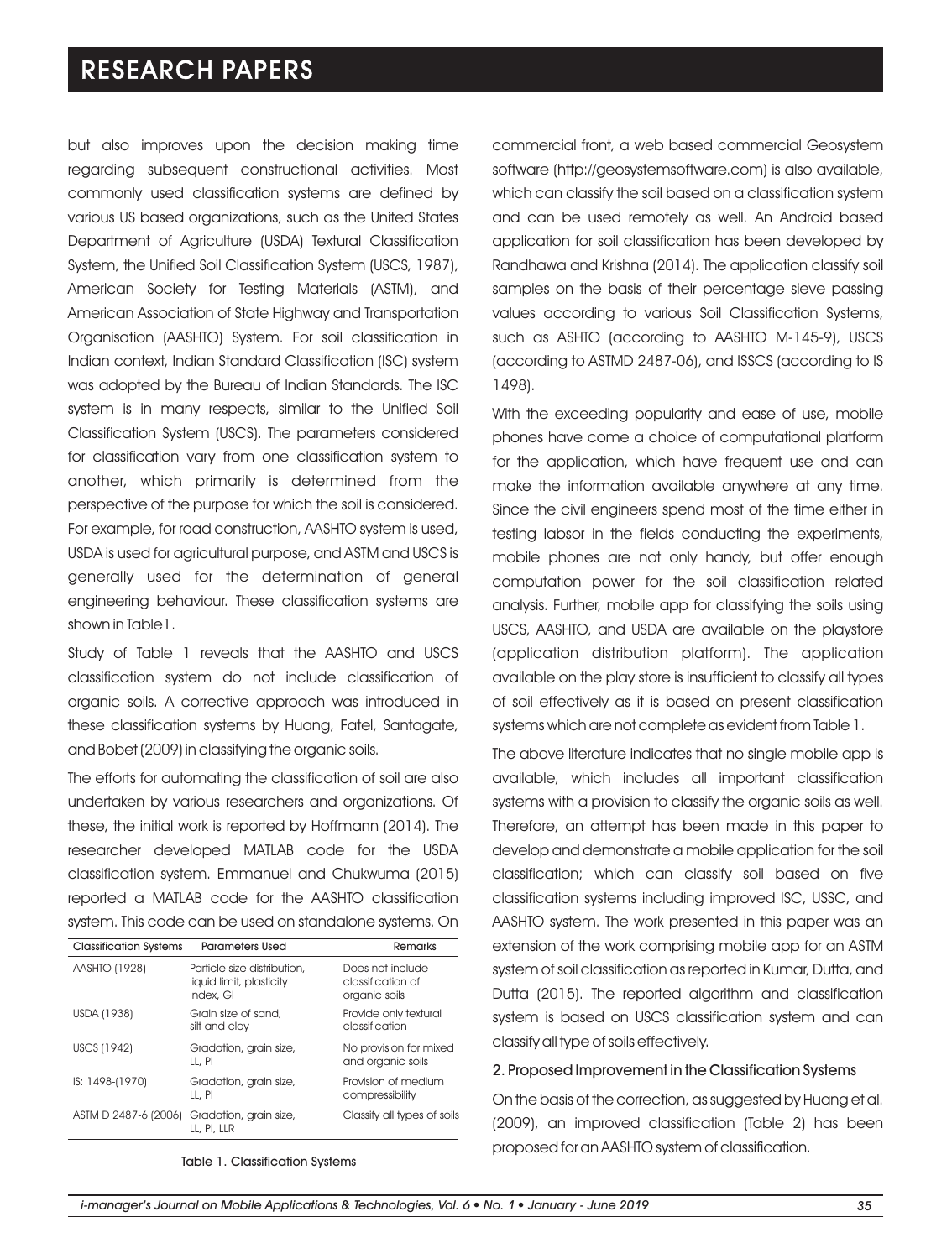but also improves upon the decision making time regarding subsequent constructional activities. Most commonly used classification systems are defined by various US based organizations, such as the United States Department of Agriculture (USDA) Textural Classification System, the Unified Soil Classification System (USCS, 1987), American Society for Testing Materials (ASTM), and American Association of State Highway and Transportation Organisation (AASHTO) System. For soil classification in Indian context, Indian Standard Classification (ISC) system was adopted by the Bureau of Indian Standards. The ISC system is in many respects, similar to the Unified Soil Classification System (USCS). The parameters considered for classification vary from one classification system to another, which primarily is determined from the perspective of the purpose for which the soil is considered. For example, for road construction, AASHTO system is used, USDA is used for agricultural purpose, and ASTM and USCS is generally used for the determination of general engineering behaviour. These classification systems are shown in Table1.

Study of Table 1 reveals that the AASHTO and USCS classification system do not include classification of organic soils. A corrective approach was introduced in these classification systems by Huang, Fatel, Santagate, and Bobet (2009) in classifying the organic soils.

The efforts for automating the classification of soil are also undertaken by various researchers and organizations. Of these, the initial work is reported by Hoffmann (2014). The researcher developed MATLAB code for the USDA classification system. Emmanuel and Chukwuma (2015) reported a MATLAB code for the AASHTO classification system. This code can be used on standalone systems. On

| Classification Systems | Parameters Used | Remarks |
|---|---|---|
| AASHTO (1928) | Particle size distribution, liquid limit, plasticity index, GI | Does not include classification of organic soils |
| USDA (1938) | Grain size of sand, silt and clay | Provide only textural classification |
| USCS (1942) | Gradation, grain size, LL, PI | No provision for mixed and organic soils |
| IS: 1498-(1970) | Gradation, grain size, LL, PI | Provision of medium compressibility |
| ASTM D 2487-6 (2006) | Gradation, grain size, LL, PI, LLR | Classify all types of soils |

Table 1. Classification Systems

commercial front, a web based commercial Geosystem software (http://geosystemsoftware.com) is also available, which can classify the soil based on a classification system and can be used remotely as well. An Android based application for soil classification has been developed by Randhawa and Krishna (2014). The application classify soil samples on the basis of their percentage sieve passing values according to various Soil Classification Systems, such as ASHTO (according to AASHTO M-145-9), USCS (according to ASTMD 2487-06), and ISSCS (according to IS 1498).

With the exceeding popularity and ease of use, mobile phones have come a choice of computational platform for the application, which have frequent use and can make the information available anywhere at any time. Since the civil engineers spend most of the time either in testing labsor in the fields conducting the experiments, mobile phones are not only handy, but offer enough computation power for the soil classification related analysis. Further, mobile app for classifying the soils using USCS, AASHTO, and USDA are available on the playstore (application distribution platform). The application available on the play store is insufficient to classify all types of soil effectively as it is based on present classification systems which are not complete as evident from Table 1.

The above literature indicates that no single mobile app is available, which includes all important classification systems with a provision to classify the organic soils as well. Therefore, an attempt has been made in this paper to develop and demonstrate a mobile application for the soil classification; which can classify soil based on five classification systems including improved ISC, USSC, and AASHTO system. The work presented in this paper was an extension of the work comprising mobile app for an ASTM system of soil classification as reported in Kumar, Dutta, and Dutta (2015). The reported algorithm and classification system is based on USCS classification system and can classify all type of soils effectively.

## 2. Proposed Improvement in the Classification Systems

On the basis of the correction, as suggested by Huang et al. (2009), an improved classification (Table 2) has been proposed for an AASHTO system of classification.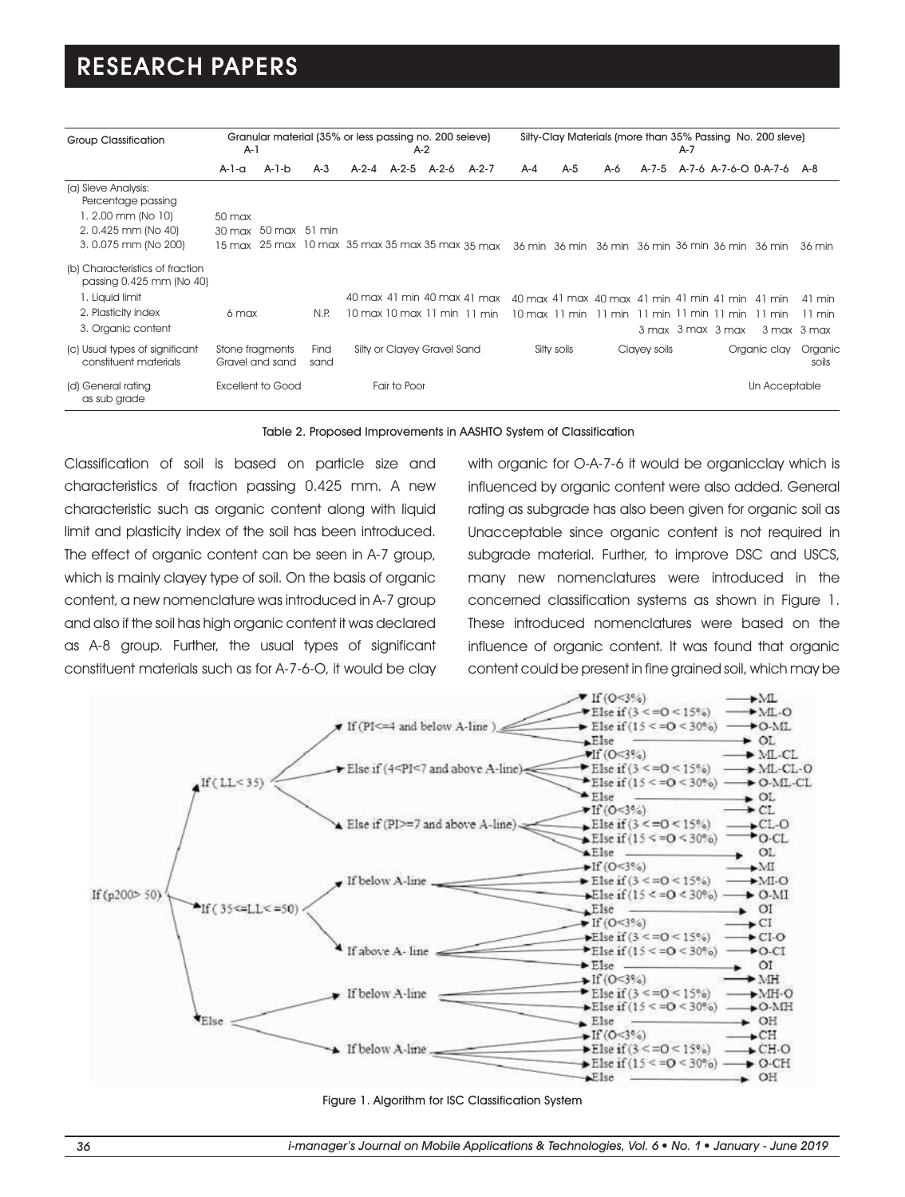| Group Classification | Granular material (35% or less passing no. 200 seieve) | | | | | | | Silty-Clay Materials (more than 35% Passing No. 200 sleve) | | | | | | | |
|---|---|---|---|---|---|---|---|---|---|---|---|---|---|---|---|
| | A-1 | | | A-2 | | | | | | | A-7 | | | | |
| | A-1-a | A-1-b | A-3 | A-2-4 | A-2-5 | A-2-6 | A-2-7 | A-4 | A-5 | A-6 | A-7-5 | A-7-6 | A-7-6-O | 0-A-7-6 | A-8 |
| (a) Sieve Analysis: Percentage passing | | | | | | | | | | | | | | | |
| 1. 2.00 mm (No 10) | 50 max | | | | | | | | | | | | | | |
| 2. 0.425 mm (No 40) | 30 max | 50 max | 51 min | | | | | | | | | | | | |
| 3. 0.075 mm (No 200) | 15 max | 25 max | 10 max | 35 max | 35 max | 35 max | 35 max | 36 min | 36 min | 36 min | 36 min | 36 min | 36 min | 36 min | 36 min |
| (b) Characteristics of fraction passing 0.425 mm (No 40) | | | | | | | | | | | | | | | |
| 1. Liquid limit | | | | 40 max | 41 min | 40 max | 41 max | 40 max | 41 max | 40 max | 41 min | 41 min | 41 min | 41 min | 41 min |
| 2. Plasticity index | 6 max | | N.P. | 10 max | 10 max | 11 min | 11 min | 10 max | 11 min | 11 min | 11 min | 11 min | 11 min | 11 min | 11 min |
| 3. Organic content | | | | | | | | | | | 3 max | 3 max | 3 max | 3 max | 3 max |
| (c) Usual types of significant constituent materials | Stone fragments Gravel and sand | | Find sand | Silty or Clayey Gravel Sand | | | | Silty soils | | Clayey soils | | | | Organic clay | Organic soils |
| (d) General rating as sub grade | Excellent to Good | | | Fair to Poor | | | | | | | | | | Un Acceptable | |

Table 2. Proposed Improvements in AASHTO System of Classification

Classification of soil is based on particle size and characteristics of fraction passing 0.425 mm. A new characteristic such as organic content along with liquid limit and plasticity index of the soil has been introduced. The effect of organic content can be seen in A-7 group, which is mainly clayey type of soil. On the basis of organic content, a new nomenclature was introduced in A-7 group and also if the soil has high organic content it was declared as A-8 group. Further, the usual types of significant constituent materials such as for A-7-6-O, it would be clay with organic for O-A-7-6 it would be organicclay which is influenced by organic content were also added. General rating as subgrade has also been given for organic soil as Unacceptable since organic content is not required in subgrade material. Further, to improve DSC and USCS, many new nomenclatures were introduced in the concerned classification systems as shown in Figure 1. These introduced nomenclatures were based on the influence of organic content. It was found that organic content could be present in fine grained soil, which may be

```
If (p200> 50)
├── If (LL< 35)
│   ├── If (PI<=4 and below A-line)
│   │   ├── If (O<3%)                 → ML
│   │   ├── Else if (3 <=O < 15%)     → ML-O
│   │   ├── Else if (15 <=O < 30%)    → O-ML
│   │   └── Else                      → OL
│   ├── Else if (4<PI<7 and above A-line)
│   │   ├── If (O<3%)                 → ML-CL
│   │   ├── Else if (3 <=O < 15%)     → ML-CL-O
│   │   ├── Else if (15 <=O < 30%)    → O-ML-CL
│   │   └── Else                      → OL
│   └── Else if (PI>=7 and above A-line)
│       ├── If (O<3%)                 → CL
│       ├── Else if (3 <=O < 15%)     → CL-O
│       ├── Else if (15 <=O < 30%)    → O-CL
│       └── Else                      → OL
├── If ( 35<=LL<=50)
│   ├── If below A-line
│   │   ├── If (O<3%)                 → MI
│   │   ├── Else if (3 <=O < 15%)     → MI-O
│   │   ├── Else if (15 <=O < 30%)    → O-MI
│   │   └── Else                      → OI
│   └── If above A- line
│       ├── If (O<3%)                 → CI
│       ├── Else if (3 <=O < 15%)     → CI-O
│       ├── Else if (15 <=O < 30%)    → O-CI
│       └── Else                      → OI
└── Else
    ├── If below A-line
    │   ├── If (O<3%)                 → MH
    │   ├── Else if (3 <=O < 15%)     → MH-O
    │   ├── Else if (15 <=O < 30%)    → O-MH
    │   └── Else                      → OH
    └── If below A-line
        ├── If (O<3%)                 → CH
        ├── Else if (3 <=O < 15%)     → CH-O
        ├── Else if (15 <=O < 30%)    → O-CH
        └── Else                      → OH
```

Figure 1. Algorithm for ISC Classification System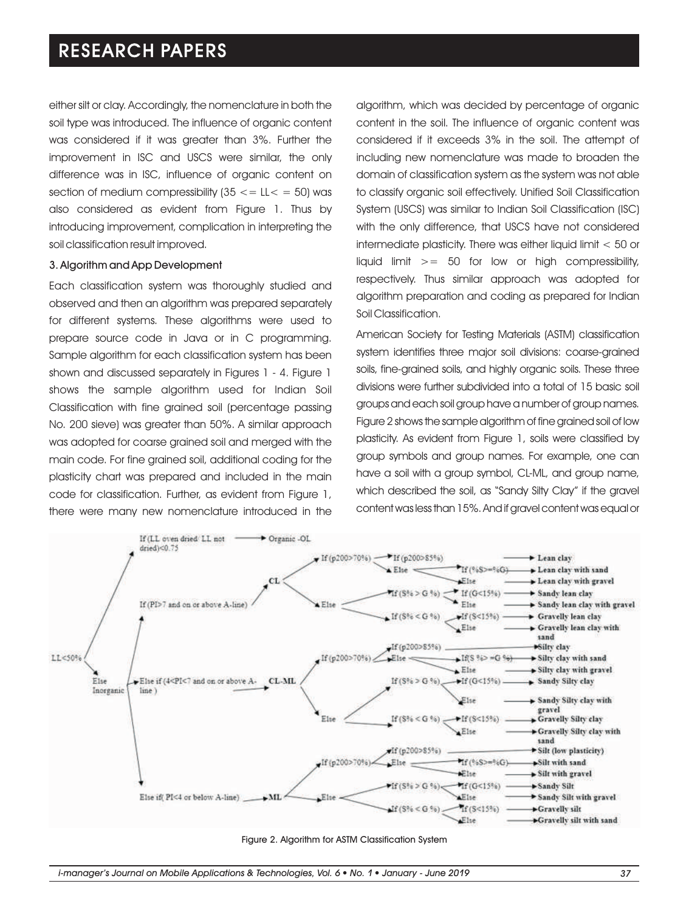either silt or clay. Accordingly, the nomenclature in both the soil type was introduced. The influence of organic content was considered if it was greater than 3%. Further the improvement in ISC and USCS were similar, the only difference was in ISC, influence of organic content on section of medium compressibility (35 <= LL< = 50) was also considered as evident from Figure 1. Thus by introducing improvement, complication in interpreting the soil classification result improved.

### 3. Algorithm and App Development

Each classification system was thoroughly studied and observed and then an algorithm was prepared separately for different systems. These algorithms were used to prepare source code in Java or in C programming. Sample algorithm for each classification system has been shown and discussed separately in Figures 1 - 4. Figure 1 shows the sample algorithm used for Indian Soil Classification with fine grained soil (percentage passing No. 200 sieve) was greater than 50%. A similar approach was adopted for coarse grained soil and merged with the main code. For fine grained soil, additional coding for the plasticity chart was prepared and included in the main code for classification. Further, as evident from Figure 1, there were many new nomenclature introduced in the algorithm, which was decided by percentage of organic content in the soil. The influence of organic content was considered if it exceeds 3% in the soil. The attempt of including new nomenclature was made to broaden the domain of classification system as the system was not able to classify organic soil effectively. Unified Soil Classification System (USCS) was similar to Indian Soil Classification (ISC) with the only difference, that USCS have not considered intermediate plasticity. There was either liquid limit < 50 or liquid limit >= 50 for low or high compressibility, respectively. Thus similar approach was adopted for algorithm preparation and coding as prepared for Indian Soil Classification.

American Society for Testing Materials (ASTM) classification system identifies three major soil divisions: coarse-grained soils, fine-grained soils, and highly organic soils. These three divisions were further subdivided into a total of 15 basic soil groups and each soil group have a number of group names. Figure 2 shows the sample algorithm of fine grained soil of low plasticity. As evident from Figure 1, soils were classified by group symbols and group names. For example, one can have a soil with a group symbol, CL-ML, and group name, which described the soil, as "Sandy Silty Clay" if the gravel content was less than 15%. And if gravel content was equal or

Figure 2. Algorithm for ASTM Classification System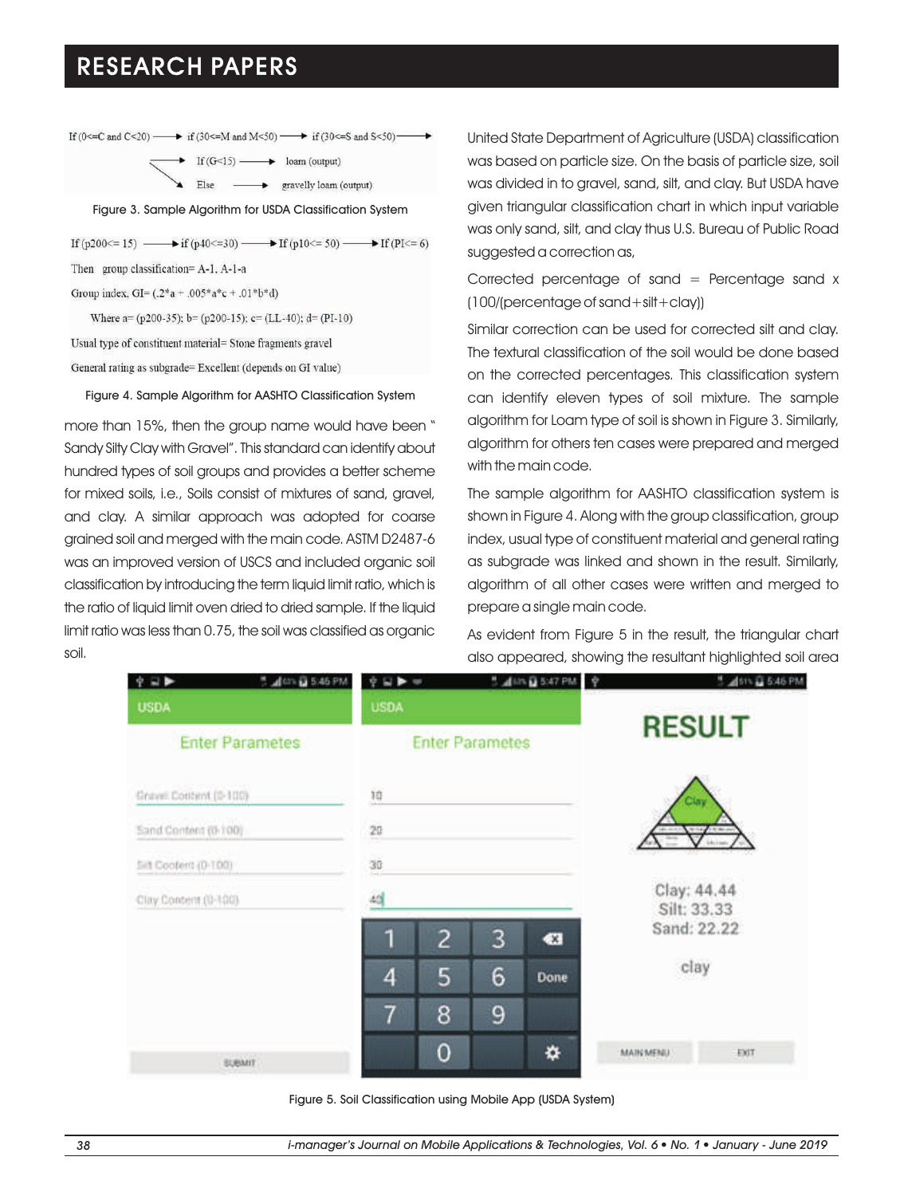If (0<=C and C<20) ⟶ if (30<=M and M<50) ⟶ if (30<=S and S<50) ⟶

If (G<15) ⟶ loam (output)

Else ⟶ gravelly loam (output)

Figure 3. Sample Algorithm for USDA Classification System

If (p200<= 15) ⟶ if (p40<=30) ⟶ If (p10<= 50) ⟶ If (PI<= 6)

Then group classification= A-1, A-1-a

Group index, GI= (.2*a + .005*a*c + .01*b*d)

Where a= (p200-35); b= (p200-15); c= (LL-40); d= (PI-10)

Usual type of constituent material= Stone fragments gravel

General rating as subgrade= Excellent (depends on GI value)

Figure 4. Sample Algorithm for AASHTO Classification System

more than 15%, then the group name would have been " Sandy Silty Clay with Gravel". This standard can identify about hundred types of soil groups and provides a better scheme for mixed soils, i.e., Soils consist of mixtures of sand, gravel, and clay. A similar approach was adopted for coarse grained soil and merged with the main code. ASTM D2487-6 was an improved version of USCS and included organic soil classification by introducing the term liquid limit ratio, which is the ratio of liquid limit oven dried to dried sample. If the liquid limit ratio was less than 0.75, the soil was classified as organic soil.

United State Department of Agriculture (USDA) classification was based on particle size. On the basis of particle size, soil was divided in to gravel, sand, silt, and clay. But USDA have given triangular classification chart in which input variable was only sand, silt, and clay thus U.S. Bureau of Public Road suggested a correction as,

Corrected percentage of sand = Percentage sand x (100/(percentage of sand+silt+clay))

Similar correction can be used for corrected silt and clay. The textural classification of the soil would be done based on the corrected percentages. This classification system can identify eleven types of soil mixture. The sample algorithm for Loam type of soil is shown in Figure 3. Similarly, algorithm for others ten cases were prepared and merged with the main code.

The sample algorithm for AASHTO classification system is shown in Figure 4. Along with the group classification, group index, usual type of constituent material and general rating as subgrade was linked and shown in the result. Similarly, algorithm of all other cases were written and merged to prepare a single main code.

As evident from Figure 5 in the result, the triangular chart also appeared, showing the resultant highlighted soil area

Figure 5. Soil Classification using Mobile App (USDA System)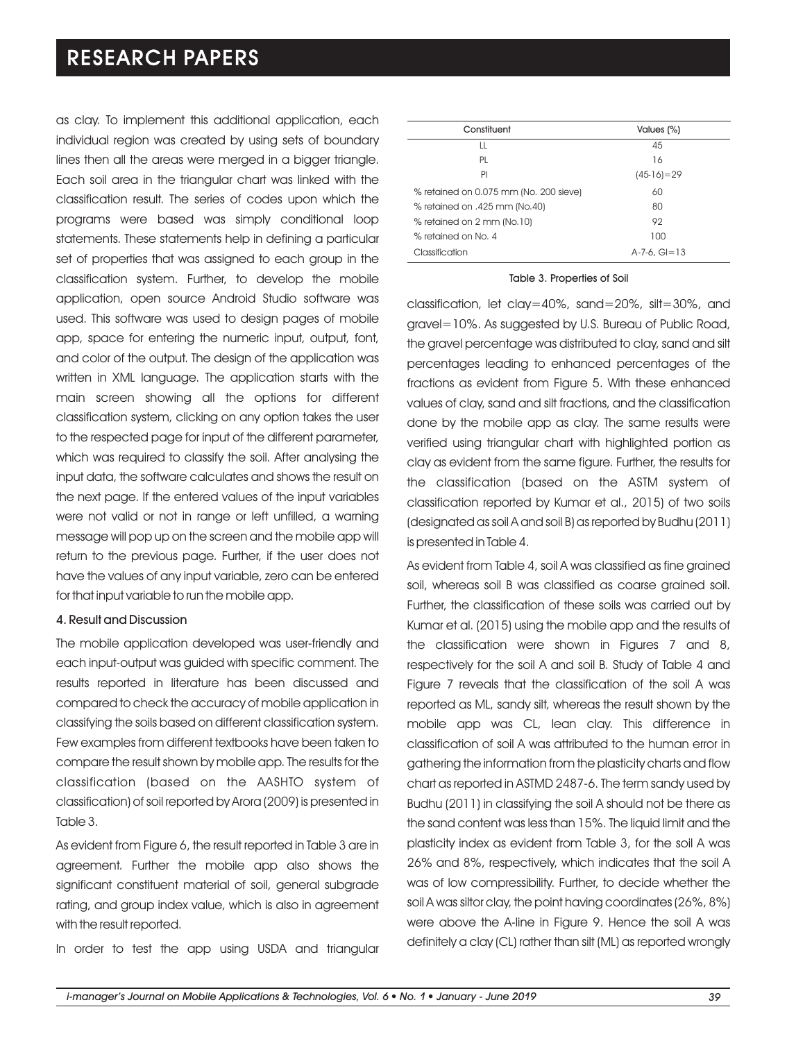as clay. To implement this additional application, each individual region was created by using sets of boundary lines then all the areas were merged in a bigger triangle. Each soil area in the triangular chart was linked with the classification result. The series of codes upon which the programs were based was simply conditional loop statements. These statements help in defining a particular set of properties that was assigned to each group in the classification system. Further, to develop the mobile application, open source Android Studio software was used. This software was used to design pages of mobile app, space for entering the numeric input, output, font, and color of the output. The design of the application was written in XML language. The application starts with the main screen showing all the options for different classification system, clicking on any option takes the user to the respected page for input of the different parameter, which was required to classify the soil. After analysing the input data, the software calculates and shows the result on the next page. If the entered values of the input variables were not valid or not in range or left unfilled, a warning message will pop up on the screen and the mobile app will return to the previous page. Further, if the user does not have the values of any input variable, zero can be entered for that input variable to run the mobile app.

## 4. Result and Discussion

The mobile application developed was user-friendly and each input-output was guided with specific comment. The results reported in literature has been discussed and compared to check the accuracy of mobile application in classifying the soils based on different classification system. Few examples from different textbooks have been taken to compare the result shown by mobile app. The results for the classification (based on the AASHTO system of classification) of soil reported by Arora (2009) is presented in Table 3.

As evident from Figure 6, the result reported in Table 3 are in agreement. Further the mobile app also shows the significant constituent material of soil, general subgrade rating, and group index value, which is also in agreement with the result reported.

In order to test the app using USDA and triangular

| Constituent | Values (%) |
|---|---|
| LL | 45 |
| PL | 16 |
| PI | (45-16)=29 |
| % retained on 0.075 mm (No. 200 sieve) | 60 |
| % retained on .425 mm (No.40) | 80 |
| % retained on 2 mm (No.10) | 92 |
| % retained on No. 4 | 100 |
| Classification | A-7-6, GI=13 |

Table 3. Properties of Soil

classification, let clay=40%, sand=20%, silt=30%, and gravel=10%. As suggested by U.S. Bureau of Public Road, the gravel percentage was distributed to clay, sand and silt percentages leading to enhanced percentages of the fractions as evident from Figure 5. With these enhanced values of clay, sand and silt fractions, and the classification done by the mobile app as clay. The same results were verified using triangular chart with highlighted portion as clay as evident from the same figure. Further, the results for the classification (based on the ASTM system of classification reported by Kumar et al., 2015) of two soils (designated as soil A and soil B) as reported by Budhu (2011) is presented in Table 4.

As evident from Table 4, soil A was classified as fine grained soil, whereas soil B was classified as coarse grained soil. Further, the classification of these soils was carried out by Kumar et al. (2015) using the mobile app and the results of the classification were shown in Figures 7 and 8, respectively for the soil A and soil B. Study of Table 4 and Figure 7 reveals that the classification of the soil A was reported as ML, sandy silt, whereas the result shown by the mobile app was CL, lean clay. This difference in classification of soil A was attributed to the human error in gathering the information from the plasticity charts and flow chart as reported in ASTMD 2487-6. The term sandy used by Budhu (2011) in classifying the soil A should not be there as the sand content was less than 15%. The liquid limit and the plasticity index as evident from Table 3, for the soil A was 26% and 8%, respectively, which indicates that the soil A was of low compressibility. Further, to decide whether the soil A was silt or clay, the point having coordinates (26%, 8%) were above the A-line in Figure 9. Hence the soil A was definitely a clay (CL) rather than silt (ML) as reported wrongly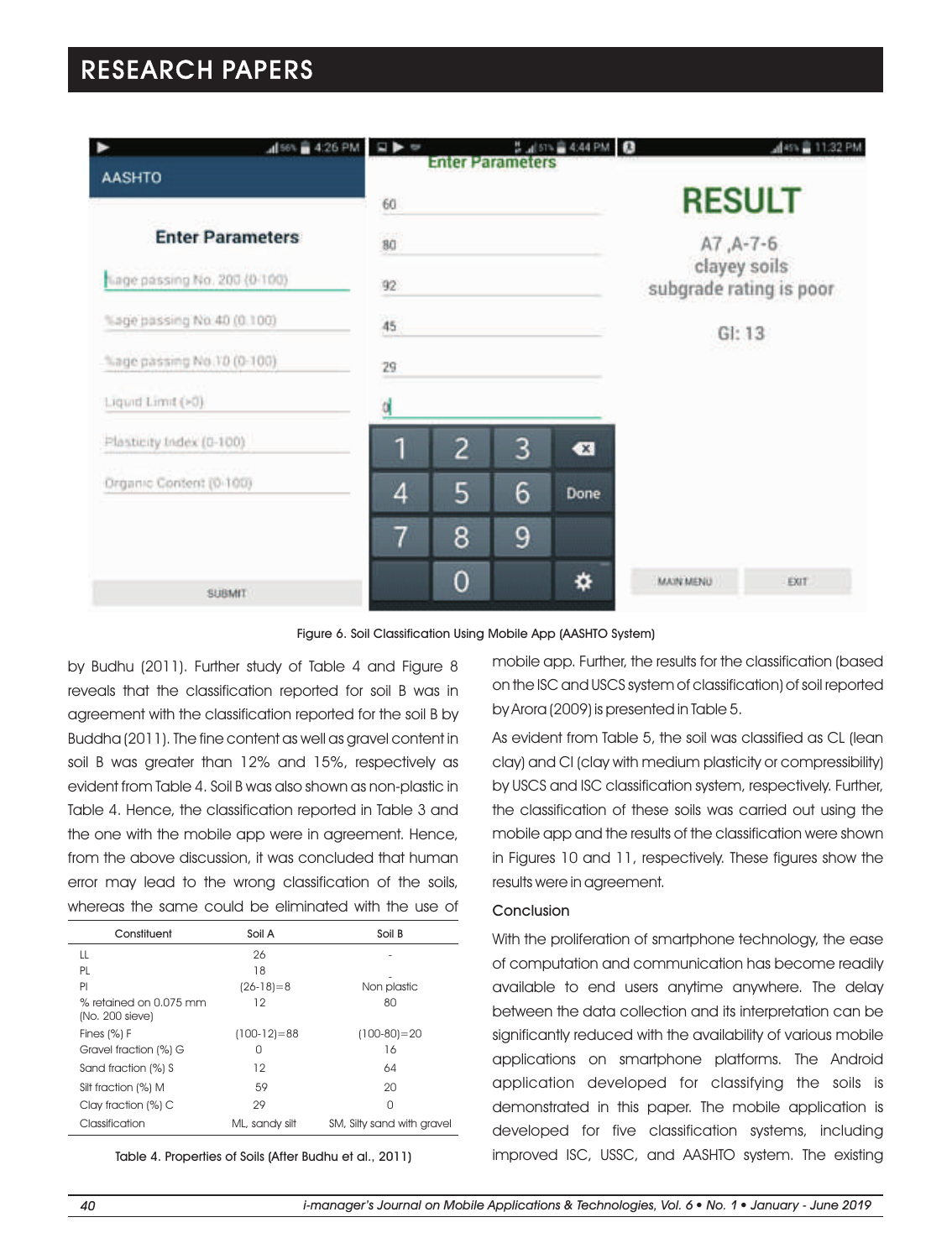Figure 6. Soil Classification Using Mobile App (AASHTO System)

by Budhu (2011). Further study of Table 4 and Figure 8 reveals that the classification reported for soil B was in agreement with the classification reported for the soil B by Buddha (2011). The fine content as well as gravel content in soil B was greater than 12% and 15%, respectively as evident from Table 4. Soil B was also shown as non-plastic in Table 4. Hence, the classification reported in Table 3 and the one with the mobile app were in agreement. Hence, from the above discussion, it was concluded that human error may lead to the wrong classification of the soils, whereas the same could be eliminated with the use of mobile app. Further, the results for the classification (based on the ISC and USCS system of classification) of soil reported by Arora (2009) is presented in Table 5.

| Constituent | Soil A | Soil B |
|---|---|---|
| LL | 26 | - |
| PL | 18 | - |
| PI | (26-18)=8 | Non plastic |
| % retained on 0.075 mm (No. 200 sieve) | 12 | 80 |
| Fines (%) F | (100-12)=88 | (100-80)=20 |
| Gravel fraction (%) G | 0 | 16 |
| Sand fraction (%) S | 12 | 64 |
| Silt fraction (%) M | 59 | 20 |
| Clay fraction (%) C | 29 | 0 |
| Classification | ML, sandy silt | SM, Silty sand with gravel |

Table 4. Properties of Soils (After Budhu et al., 2011)

As evident from Table 5, the soil was classified as CL (lean clay) and CI (clay with medium plasticity or compressibility) by USCS and ISC classification system, respectively. Further, the classification of these soils was carried out using the mobile app and the results of the classification were shown in Figures 10 and 11, respectively. These figures show the results were in agreement.

## Conclusion

With the proliferation of smartphone technology, the ease of computation and communication has become readily available to end users anytime anywhere. The delay between the data collection and its interpretation can be significantly reduced with the availability of various mobile applications on smartphone platforms. The Android application developed for classifying the soils is demonstrated in this paper. The mobile application is developed for five classification systems, including improved ISC, USSC, and AASHTO system. The existing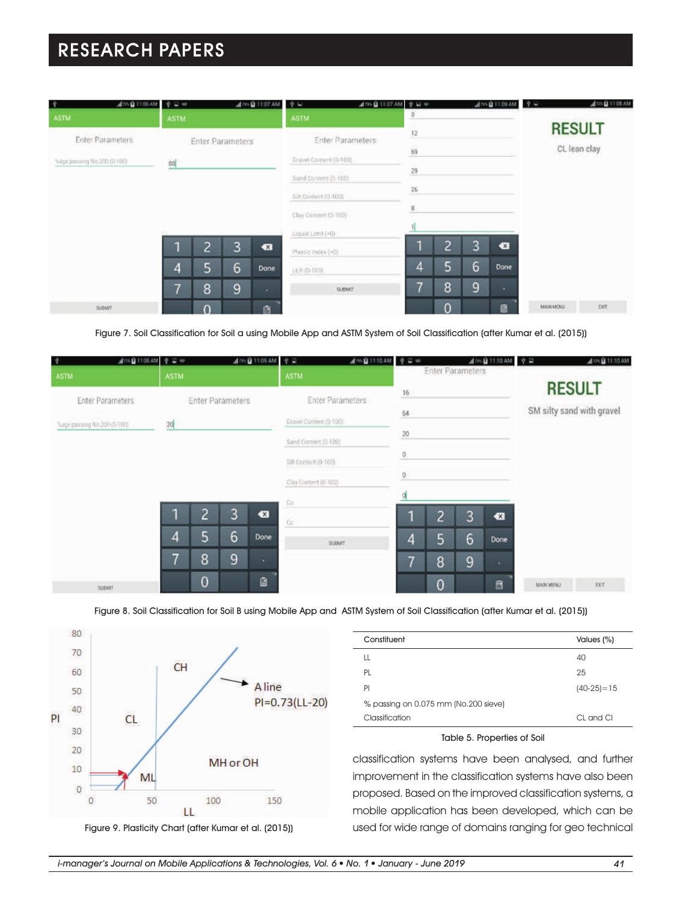Figure 7. Soil Classification for Soil a using Mobile App and ASTM System of Soil Classification (after Kumar et al. (2015))

Figure 8. Soil Classification for Soil B using Mobile App and ASTM System of Soil Classification (after Kumar et al. (2015))

Figure 9. Plasticity Chart (after Kumar et al. (2015))

| Constituent | Values (%) |
|---|---|
| LL | 40 |
| PL | 25 |
| PI | (40-25)=15 |
| % passing on 0.075 mm (No.200 sieve) | |
| Classification | CL and CI |

Table 5. Properties of Soil

classification systems have been analysed, and further improvement in the classification systems have also been proposed. Based on the improved classification systems, a mobile application has been developed, which can be used for wide range of domains ranging for geo technical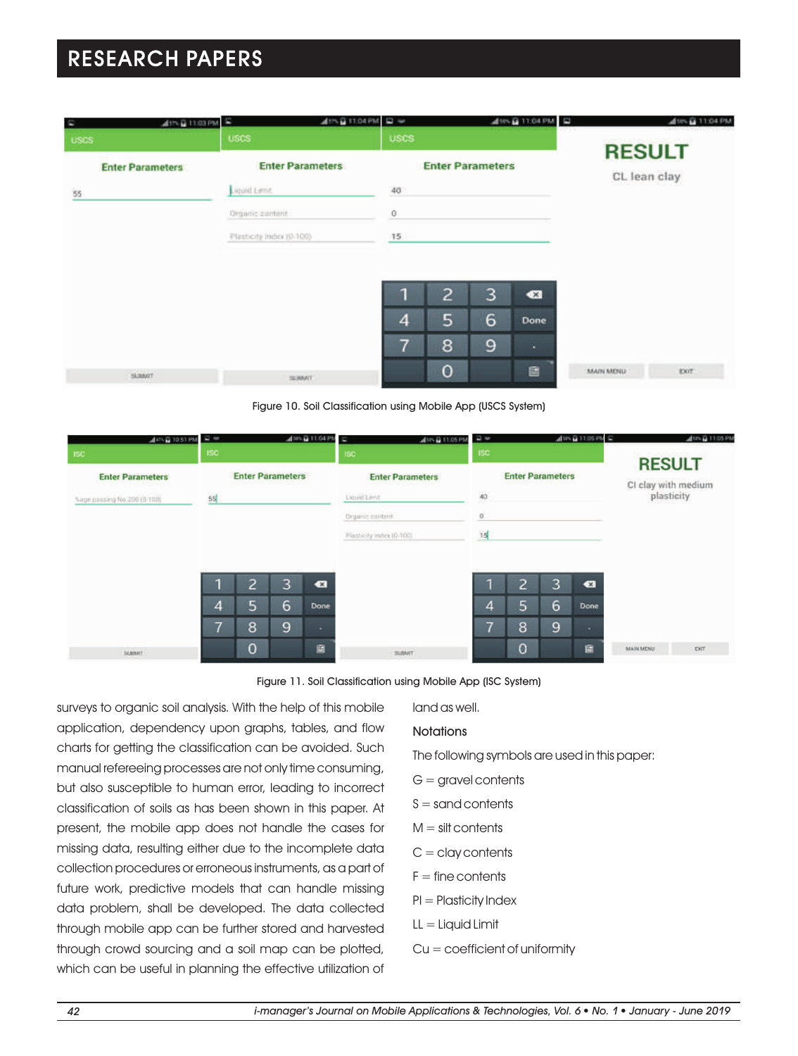Figure 10. Soil Classification using Mobile App (USCS System)

Figure 11. Soil Classification using Mobile App (ISC System)

surveys to organic soil analysis. With the help of this mobile application, dependency upon graphs, tables, and flow charts for getting the classification can be avoided. Such manual refereeing processes are not only time consuming, but also susceptible to human error, leading to incorrect classification of soils as has been shown in this paper. At present, the mobile app does not handle the cases for missing data, resulting either due to the incomplete data collection procedures or erroneous instruments, as a part of future work, predictive models that can handle missing data problem, shall be developed. The data collected through mobile app can be further stored and harvested through crowd sourcing and a soil map can be plotted, which can be useful in planning the effective utilization of land as well.

## Notations

The following symbols are used in this paper:

G = gravel contents

S = sand contents

M = silt contents

C = clay contents

F = fine contents

PI = Plasticity Index

LL = Liquid Limit

Cu = coefficient of uniformity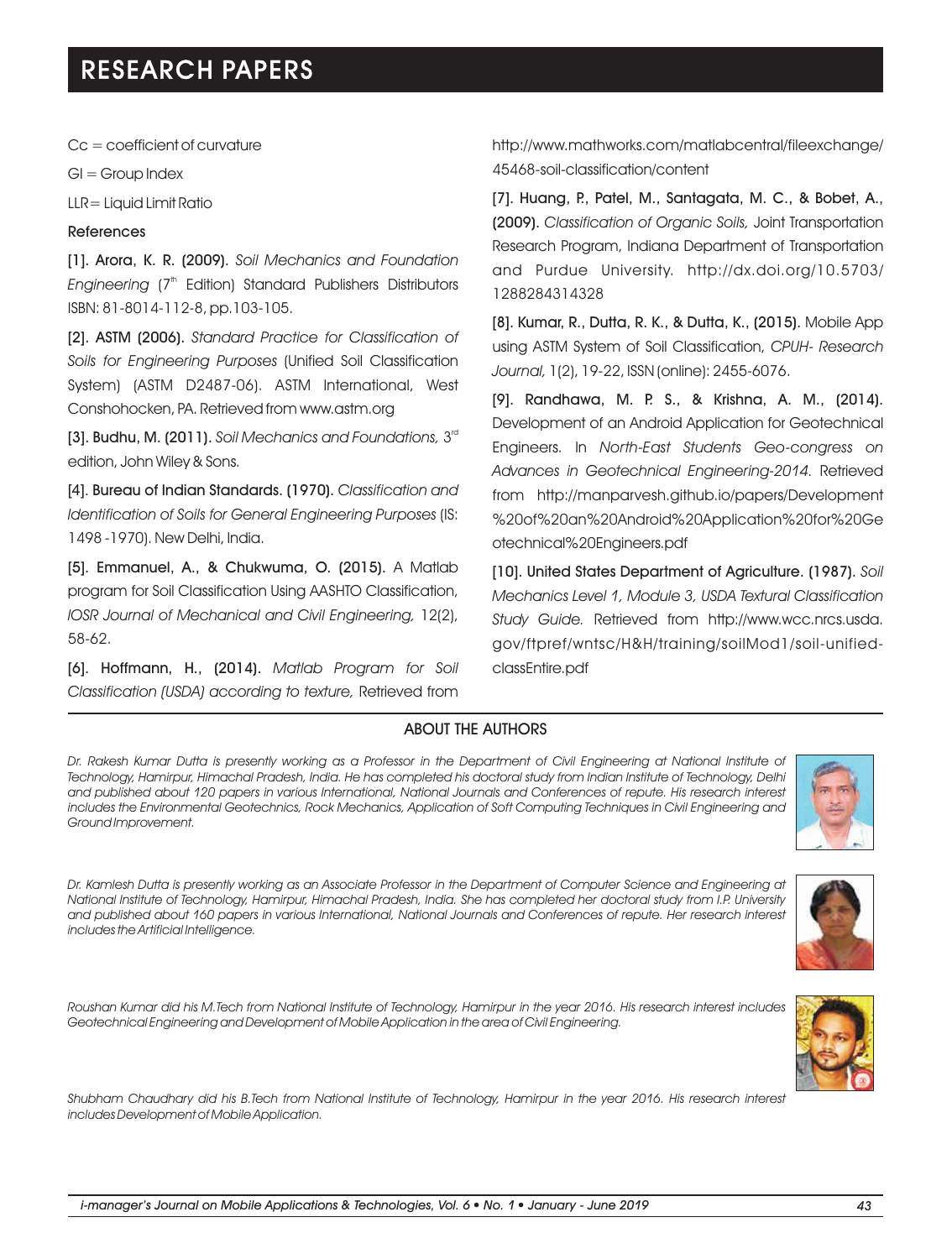Cc = coefficient of curvature

GI = Group Index

LLR= Liquid Limit Ratio

### References

[1]. **Arora, K. R. (2009).** *Soil Mechanics and Foundation Engineering* (7th Edition) Standard Publishers Distributors ISBN: 81-8014-112-8, pp.103-105.

[2]. **ASTM (2006).** *Standard Practice for Classification of Soils for Engineering Purposes* (Unified Soil Classification System) (ASTM D2487-06). ASTM International, West Conshohocken, PA. Retrieved from www.astm.org

[3]. **Budhu, M. (2011).** *Soil Mechanics and Foundations,* 3rd edition, John Wiley & Sons.

[4]. **Bureau of Indian Standards. (1970).** *Classification and Identification of Soils for General Engineering Purposes* (IS: 1498 -1970). New Delhi, India.

[5]. **Emmanuel, A., & Chukwuma, O. (2015).** A Matlab program for Soil Classification Using AASHTO Classification, *IOSR Journal of Mechanical and Civil Engineering,* 12(2), 58-62.

[6]. **Hoffmann, H., (2014).** *Matlab Program for Soil Classification (USDA) according to texture,* Retrieved from http://www.mathworks.com/matlabcentral/fileexchange/45468-soil-classification/content

[7]. **Huang, P., Patel, M., Santagata, M. C., & Bobet, A., (2009).** *Classification of Organic Soils,* Joint Transportation Research Program, Indiana Department of Transportation and Purdue University. http://dx.doi.org/10.5703/1288284314328

[8]. **Kumar, R., Dutta, R. K., & Dutta, K., (2015).** Mobile App using ASTM System of Soil Classification, *CPUH- Research Journal,* 1(2), 19-22, ISSN (online): 2455-6076.

[9]. **Randhawa, M. P. S., & Krishna, A. M., (2014).** Development of an Android Application for Geotechnical Engineers. In *North-East Students Geo-congress on Advances in Geotechnical Engineering-2014.* Retrieved from http://manparvesh.github.io/papers/Development%20of%20an%20Android%20Application%20for%20Geotechnical%20Engineers.pdf

[10]. **United States Department of Agriculture. (1987).** *Soil Mechanics Level 1, Module 3, USDA Textural Classification Study Guide.* Retrieved from http://www.wcc.nrcs.usda.gov/ftpref/wntsc/H&H/training/soilMod1/soil-unified-classEntire.pdf

### ABOUT THE AUTHORS

*Dr. Rakesh Kumar Dutta is presently working as a Professor in the Department of Civil Engineering at National Institute of Technology, Hamirpur, Himachal Pradesh, India. He has completed his doctoral study from Indian Institute of Technology, Delhi and published about 120 papers in various International, National Journals and Conferences of repute. His research interest includes the Environmental Geotechnics, Rock Mechanics, Application of Soft Computing Techniques in Civil Engineering and Ground Improvement.*

*Dr. Kamlesh Dutta is presently working as an Associate Professor in the Department of Computer Science and Engineering at National Institute of Technology, Hamirpur, Himachal Pradesh, India. She has completed her doctoral study from I.P. University and published about 160 papers in various International, National Journals and Conferences of repute. Her research interest includes the Artificial Intelligence.*

*Roushan Kumar did his M.Tech from National Institute of Technology, Hamirpur in the year 2016. His research interest includes Geotechnical Engineering and Development of Mobile Application in the area of Civil Engineering.*

*Shubham Chaudhary did his B.Tech from National Institute of Technology, Hamirpur in the year 2016. His research interest includes Development of Mobile Application.*